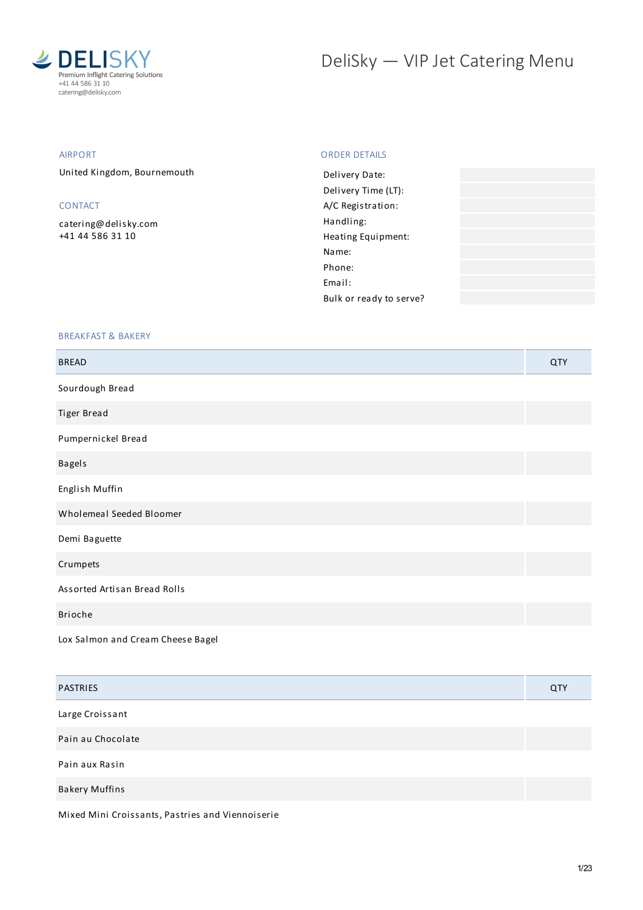DELISKY

Premium Inflight Catering Solutions
+41 44 586 31 10
catering@delisky.com

# DeliSky — VIP Jet Catering Menu

AIRPORT

United Kingdom, Bournemouth

CONTACT

catering@delisky.com
+41 44 586 31 10

ORDER DETAILS

| | |
|---|---|
| Delivery Date: | |
| Delivery Time (LT): | |
| A/C Registration: | |
| Handling: | |
| Heating Equipment: | |
| Name: | |
| Phone: | |
| Email: | |
| Bulk or ready to serve? | |

## BREAKFAST & BAKERY

| BREAD | QTY |
|---|---|
| Sourdough Bread | |
| Tiger Bread | |
| Pumpernickel Bread | |
| Bagels | |
| English Muffin | |
| Wholemeal Seeded Bloomer | |
| Demi Baguette | |
| Crumpets | |
| Assorted Artisan Bread Rolls | |
| Brioche | |
| Lox Salmon and Cream Cheese Bagel | |

| PASTRIES | QTY |
|---|---|
| Large Croissant | |
| Pain au Chocolate | |
| Pain aux Rasin | |
| Bakery Muffins | |
| Mixed Mini Croissants, Pastries and Viennoiserie | |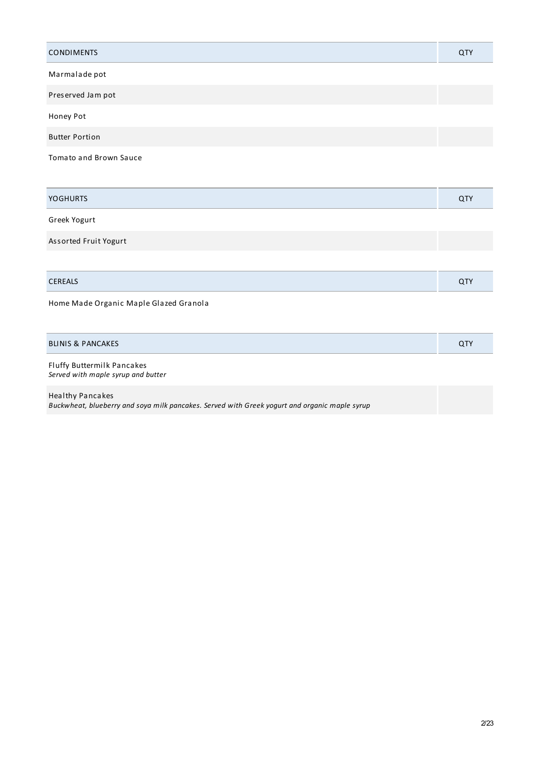| CONDIMENTS | QTY |
| --- | --- |
| Marmalade pot | |
| Preserved Jam pot | |
| Honey Pot | |
| Butter Portion | |
| Tomato and Brown Sauce | |

| YOGHURTS | QTY |
| --- | --- |
| Greek Yogurt | |
| Assorted Fruit Yogurt | |

| CEREALS | QTY |
| --- | --- |
| Home Made Organic Maple Glazed Granola | |

| BLINIS & PANCAKES | QTY |
| --- | --- |
| Fluffy Buttermilk Pancakes<br>*Served with maple syrup and butter* | |
| Healthy Pancakes<br>*Buckwheat, blueberry and soya milk pancakes. Served with Greek yogurt and organic maple syrup* | |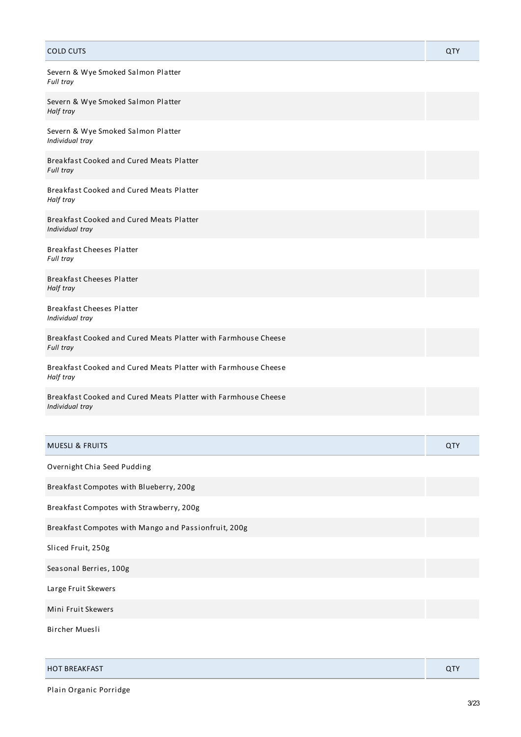| COLD CUTS | QTY |
| --- | --- |
| Severn & Wye Smoked Salmon Platter<br>*Full tray* | |
| Severn & Wye Smoked Salmon Platter<br>*Half tray* | |
| Severn & Wye Smoked Salmon Platter<br>*Individual tray* | |
| Breakfast Cooked and Cured Meats Platter<br>*Full tray* | |
| Breakfast Cooked and Cured Meats Platter<br>*Half tray* | |
| Breakfast Cooked and Cured Meats Platter<br>*Individual tray* | |
| Breakfast Cheeses Platter<br>*Full tray* | |
| Breakfast Cheeses Platter<br>*Half tray* | |
| Breakfast Cheeses Platter<br>*Individual tray* | |
| Breakfast Cooked and Cured Meats Platter with Farmhouse Cheese<br>*Full tray* | |
| Breakfast Cooked and Cured Meats Platter with Farmhouse Cheese<br>*Half tray* | |
| Breakfast Cooked and Cured Meats Platter with Farmhouse Cheese<br>*Individual tray* | |

| MUESLI & FRUITS | QTY |
| --- | --- |
| Overnight Chia Seed Pudding | |
| Breakfast Compotes with Blueberry, 200g | |
| Breakfast Compotes with Strawberry, 200g | |
| Breakfast Compotes with Mango and Passionfruit, 200g | |
| Sliced Fruit, 250g | |
| Seasonal Berries, 100g | |
| Large Fruit Skewers | |
| Mini Fruit Skewers | |
| Bircher Muesli | |

| HOT BREAKFAST | QTY |
| --- | --- |
| Plain Organic Porridge | |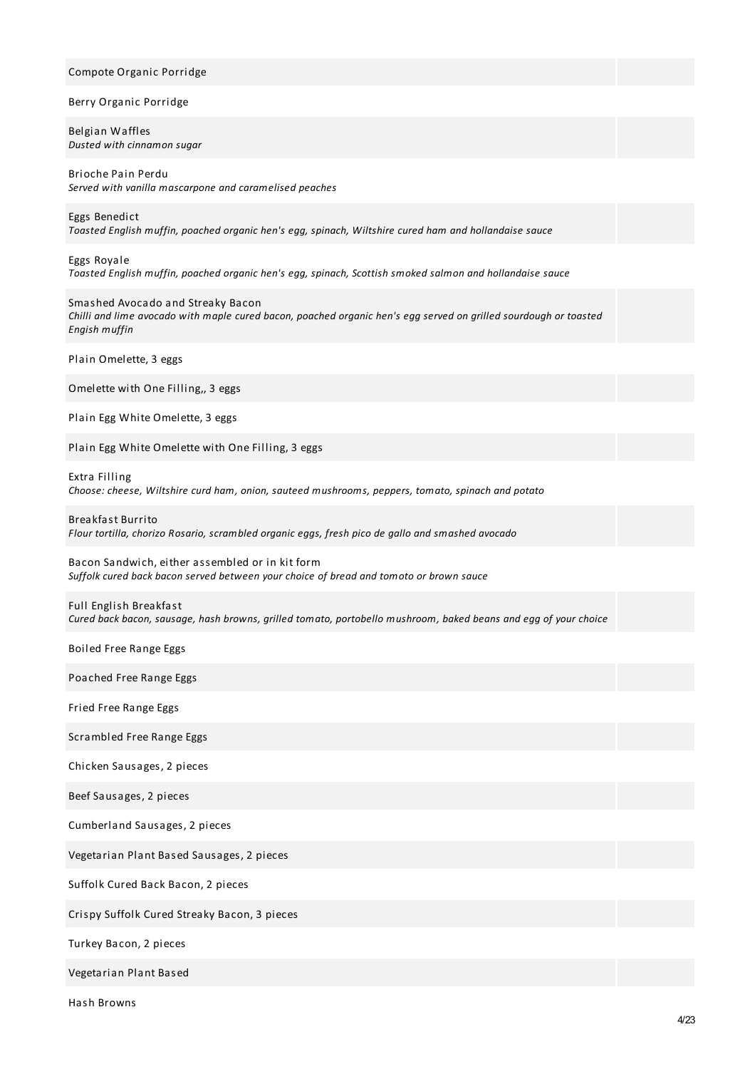Compote Organic Porridge

Berry Organic Porridge

Belgian Waffles
*Dusted with cinnamon sugar*

Brioche Pain Perdu
*Served with vanilla mascarpone and caramelised peaches*

Eggs Benedict
*Toasted English muffin, poached organic hen's egg, spinach, Wiltshire cured ham and hollandaise sauce*

Eggs Royale
*Toasted English muffin, poached organic hen's egg, spinach, Scottish smoked salmon and hollandaise sauce*

Smashed Avocado and Streaky Bacon
*Chilli and lime avocado with maple cured bacon, poached organic hen's egg served on grilled sourdough or toasted Engish muffin*

Plain Omelette, 3 eggs

Omelette with One Filling,, 3 eggs

Plain Egg White Omelette, 3 eggs

Plain Egg White Omelette with One Filling, 3 eggs

Extra Filling
*Choose: cheese, Wiltshire curd ham, onion, sauteed mushrooms, peppers, tomato, spinach and potato*

Breakfast Burrito
*Flour tortilla, chorizo Rosario, scrambled organic eggs, fresh pico de gallo and smashed avocado*

Bacon Sandwich, either assembled or in kit form
*Suffolk cured back bacon served between your choice of bread and tomoto or brown sauce*

Full English Breakfast
*Cured back bacon, sausage, hash browns, grilled tomato, portobello mushroom, baked beans and egg of your choice*

Boiled Free Range Eggs

Poached Free Range Eggs

Fried Free Range Eggs

Scrambled Free Range Eggs

Chicken Sausages, 2 pieces

Beef Sausages, 2 pieces

Cumberland Sausages, 2 pieces

Vegetarian Plant Based Sausages, 2 pieces

Suffolk Cured Back Bacon, 2 pieces

Crispy Suffolk Cured Streaky Bacon, 3 pieces

Turkey Bacon, 2 pieces

Vegetarian Plant Based

Hash Browns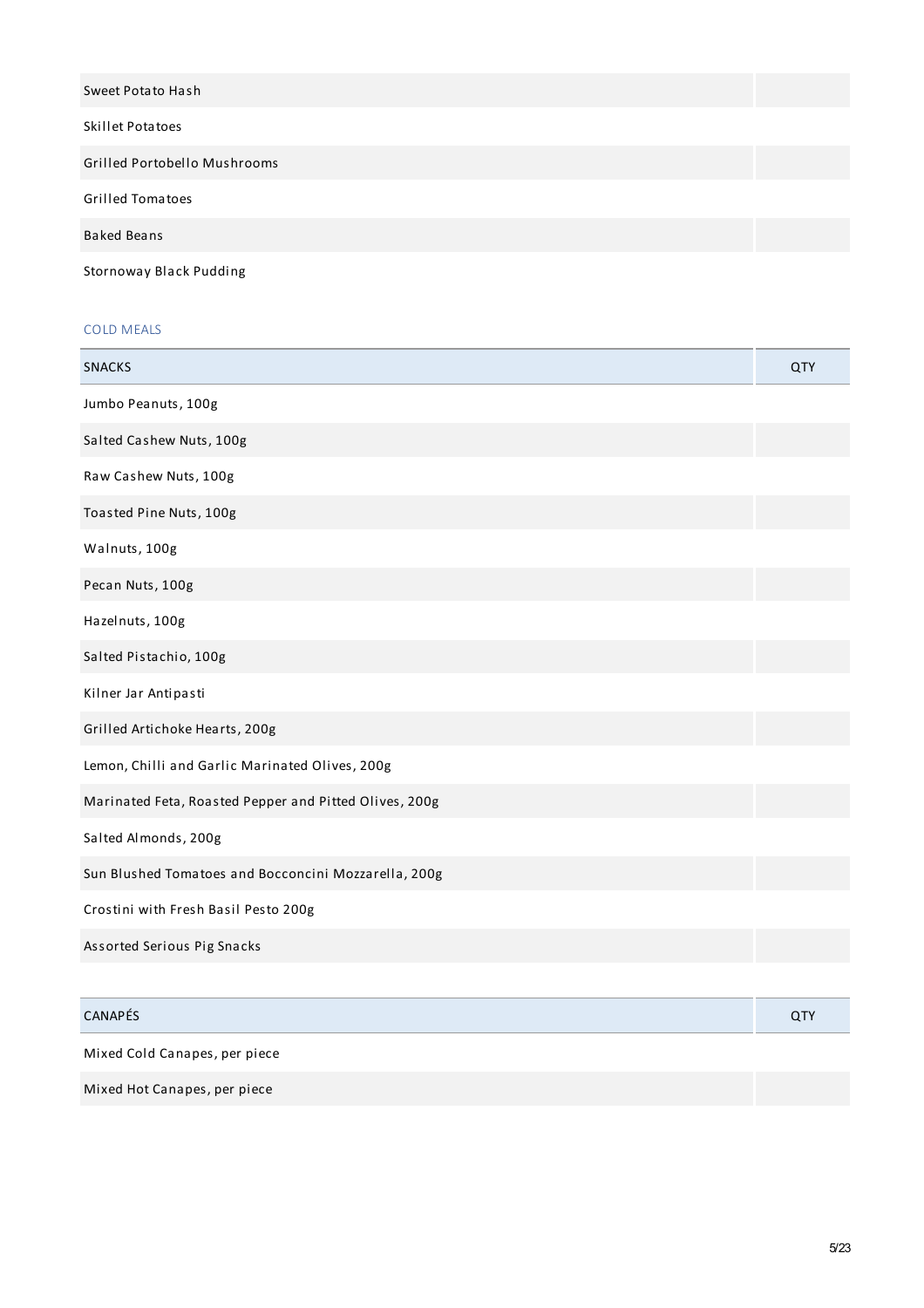| | |
|---|---|
| Sweet Potato Hash | |
| Skillet Potatoes | |
| Grilled Portobello Mushrooms | |
| Grilled Tomatoes | |
| Baked Beans | |
| Stornoway Black Pudding | |

## COLD MEALS

| SNACKS | QTY |
|---|---|
| Jumbo Peanuts, 100g | |
| Salted Cashew Nuts, 100g | |
| Raw Cashew Nuts, 100g | |
| Toasted Pine Nuts, 100g | |
| Walnuts, 100g | |
| Pecan Nuts, 100g | |
| Hazelnuts, 100g | |
| Salted Pistachio, 100g | |
| Kilner Jar Antipasti | |
| Grilled Artichoke Hearts, 200g | |
| Lemon, Chilli and Garlic Marinated Olives, 200g | |
| Marinated Feta, Roasted Pepper and Pitted Olives, 200g | |
| Salted Almonds, 200g | |
| Sun Blushed Tomatoes and Bocconcini Mozzarella, 200g | |
| Crostini with Fresh Basil Pesto 200g | |
| Assorted Serious Pig Snacks | |

| CANAPÉS | QTY |
|---|---|
| Mixed Cold Canapes, per piece | |
| Mixed Hot Canapes, per piece | |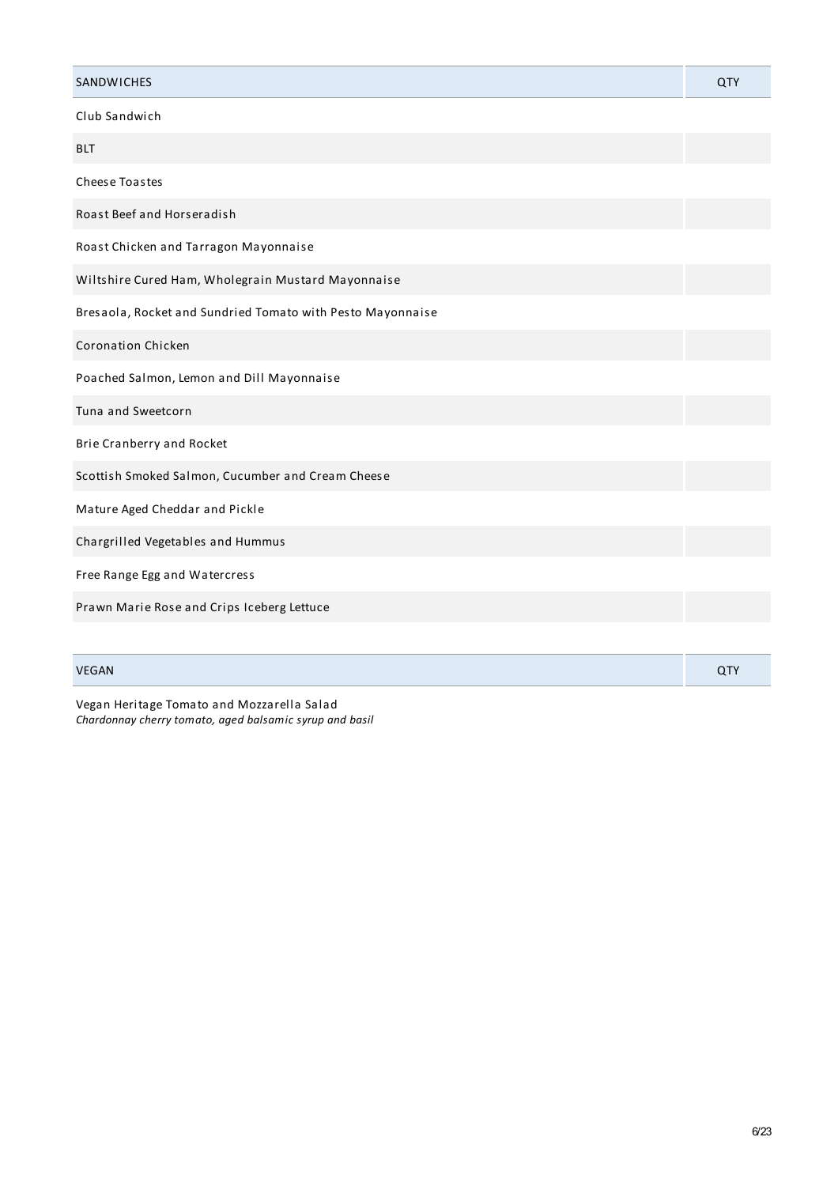| SANDWICHES | QTY |
| --- | --- |
| Club Sandwich | |
| BLT | |
| Cheese Toastes | |
| Roast Beef and Horseradish | |
| Roast Chicken and Tarragon Mayonnaise | |
| Wiltshire Cured Ham, Wholegrain Mustard Mayonnaise | |
| Bresaola, Rocket and Sundried Tomato with Pesto Mayonnaise | |
| Coronation Chicken | |
| Poached Salmon, Lemon and Dill Mayonnaise | |
| Tuna and Sweetcorn | |
| Brie Cranberry and Rocket | |
| Scottish Smoked Salmon, Cucumber and Cream Cheese | |
| Mature Aged Cheddar and Pickle | |
| Chargrilled Vegetables and Hummus | |
| Free Range Egg and Watercress | |
| Prawn Marie Rose and Crips Iceberg Lettuce | |

| VEGAN | QTY |
| --- | --- |
| Vegan Heritage Tomato and Mozzarella Salad<br>*Chardonnay cherry tomato, aged balsamic syrup and basil* | |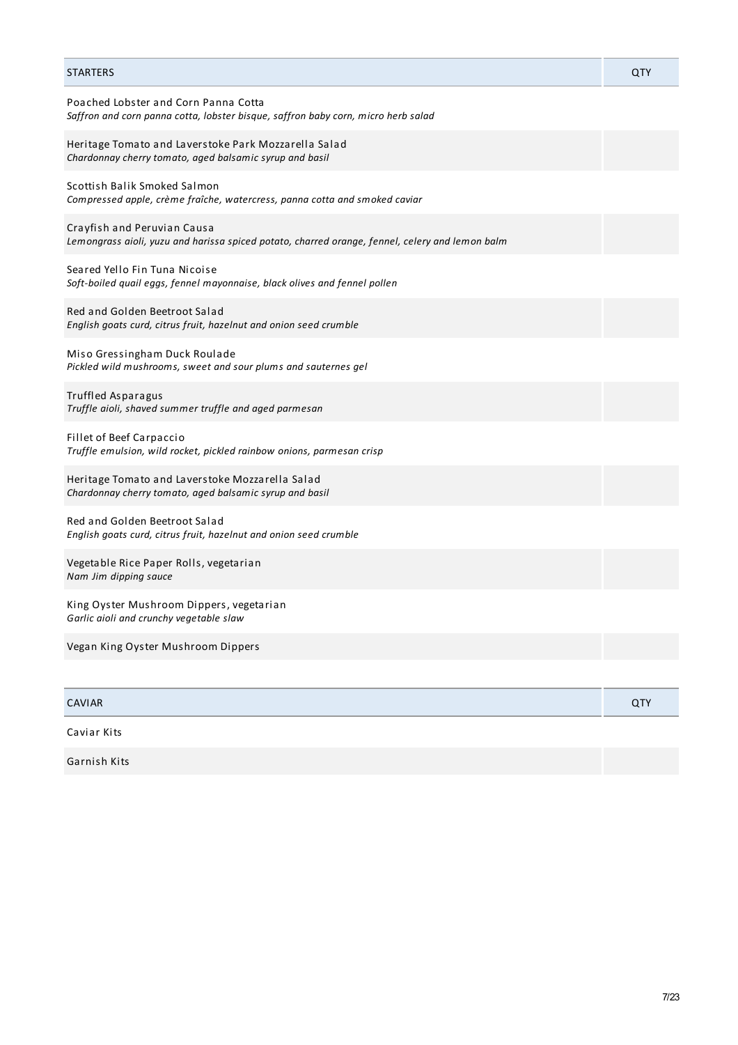| STARTERS | QTY |
| --- | --- |
| Poached Lobster and Corn Panna Cotta<br>*Saffron and corn panna cotta, lobster bisque, saffron baby corn, micro herb salad* | |
| Heritage Tomato and Laverstoke Park Mozzarella Salad<br>*Chardonnay cherry tomato, aged balsamic syrup and basil* | |
| Scottish Balik Smoked Salmon<br>*Compressed apple, crème fraîche, watercress, panna cotta and smoked caviar* | |
| Crayfish and Peruvian Causa<br>*Lemongrass aioli, yuzu and harissa spiced potato, charred orange, fennel, celery and lemon balm* | |
| Seared Yello Fin Tuna Nicoise<br>*Soft-boiled quail eggs, fennel mayonnaise, black olives and fennel pollen* | |
| Red and Golden Beetroot Salad<br>*English goats curd, citrus fruit, hazelnut and onion seed crumble* | |
| Miso Gressingham Duck Roulade<br>*Pickled wild mushrooms, sweet and sour plums and sauternes gel* | |
| Truffled Asparagus<br>*Truffle aioli, shaved summer truffle and aged parmesan* | |
| Fillet of Beef Carpaccio<br>*Truffle emulsion, wild rocket, pickled rainbow onions, parmesan crisp* | |
| Heritage Tomato and Laverstoke Mozzarella Salad<br>*Chardonnay cherry tomato, aged balsamic syrup and basil* | |
| Red and Golden Beetroot Salad<br>*English goats curd, citrus fruit, hazelnut and onion seed crumble* | |
| Vegetable Rice Paper Rolls, vegetarian<br>*Nam Jim dipping sauce* | |
| King Oyster Mushroom Dippers, vegetarian<br>*Garlic aioli and crunchy vegetable slaw* | |
| Vegan King Oyster Mushroom Dippers | |

| CAVIAR | QTY |
| --- | --- |
| Caviar Kits | |
| Garnish Kits | |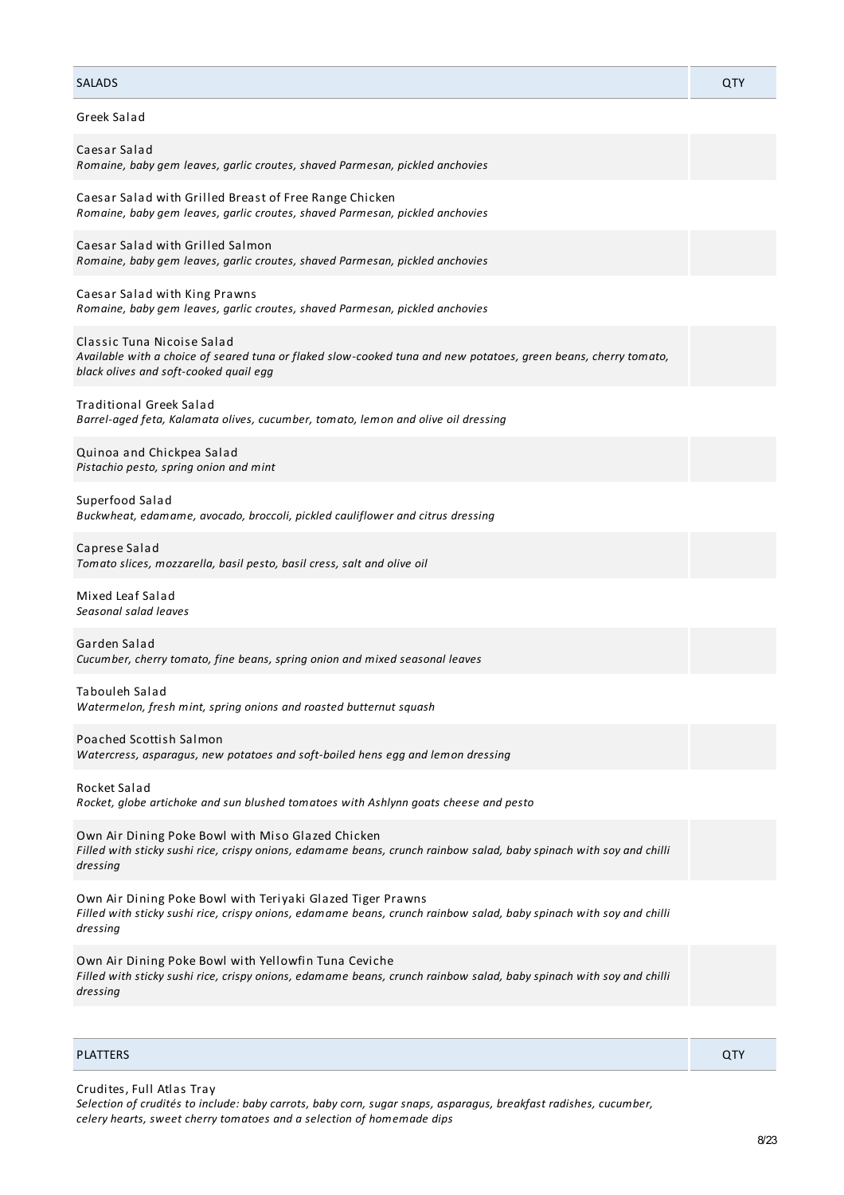| SALADS | QTY |
|---|---|
| Greek Salad | |
| Caesar Salad<br>*Romaine, baby gem leaves, garlic croutes, shaved Parmesan, pickled anchovies* | |
| Caesar Salad with Grilled Breast of Free Range Chicken<br>*Romaine, baby gem leaves, garlic croutes, shaved Parmesan, pickled anchovies* | |
| Caesar Salad with Grilled Salmon<br>*Romaine, baby gem leaves, garlic croutes, shaved Parmesan, pickled anchovies* | |
| Caesar Salad with King Prawns<br>*Romaine, baby gem leaves, garlic croutes, shaved Parmesan, pickled anchovies* | |
| Classic Tuna Nicoise Salad<br>*Available with a choice of seared tuna or flaked slow-cooked tuna and new potatoes, green beans, cherry tomato, black olives and soft-cooked quail egg* | |
| Traditional Greek Salad<br>*Barrel-aged feta, Kalamata olives, cucumber, tomato, lemon and olive oil dressing* | |
| Quinoa and Chickpea Salad<br>*Pistachio pesto, spring onion and mint* | |
| Superfood Salad<br>*Buckwheat, edamame, avocado, broccoli, pickled cauliflower and citrus dressing* | |
| Caprese Salad<br>*Tomato slices, mozzarella, basil pesto, basil cress, salt and olive oil* | |
| Mixed Leaf Salad<br>*Seasonal salad leaves* | |
| Garden Salad<br>*Cucumber, cherry tomato, fine beans, spring onion and mixed seasonal leaves* | |
| Tabouleh Salad<br>*Watermelon, fresh mint, spring onions and roasted butternut squash* | |
| Poached Scottish Salmon<br>*Watercress, asparagus, new potatoes and soft-boiled hens egg and lemon dressing* | |
| Rocket Salad<br>*Rocket, globe artichoke and sun blushed tomatoes with Ashlynn goats cheese and pesto* | |
| Own Air Dining Poke Bowl with Miso Glazed Chicken<br>*Filled with sticky sushi rice, crispy onions, edamame beans, crunch rainbow salad, baby spinach with soy and chilli dressing* | |
| Own Air Dining Poke Bowl with Teriyaki Glazed Tiger Prawns<br>*Filled with sticky sushi rice, crispy onions, edamame beans, crunch rainbow salad, baby spinach with soy and chilli dressing* | |
| Own Air Dining Poke Bowl with Yellowfin Tuna Ceviche<br>*Filled with sticky sushi rice, crispy onions, edamame beans, crunch rainbow salad, baby spinach with soy and chilli dressing* | |

| PLATTERS | QTY |
|---|---|
| Crudites, Full Atlas Tray<br>*Selection of crudités to include: baby carrots, baby corn, sugar snaps, asparagus, breakfast radishes, cucumber, celery hearts, sweet cherry tomatoes and a selection of homemade dips* | |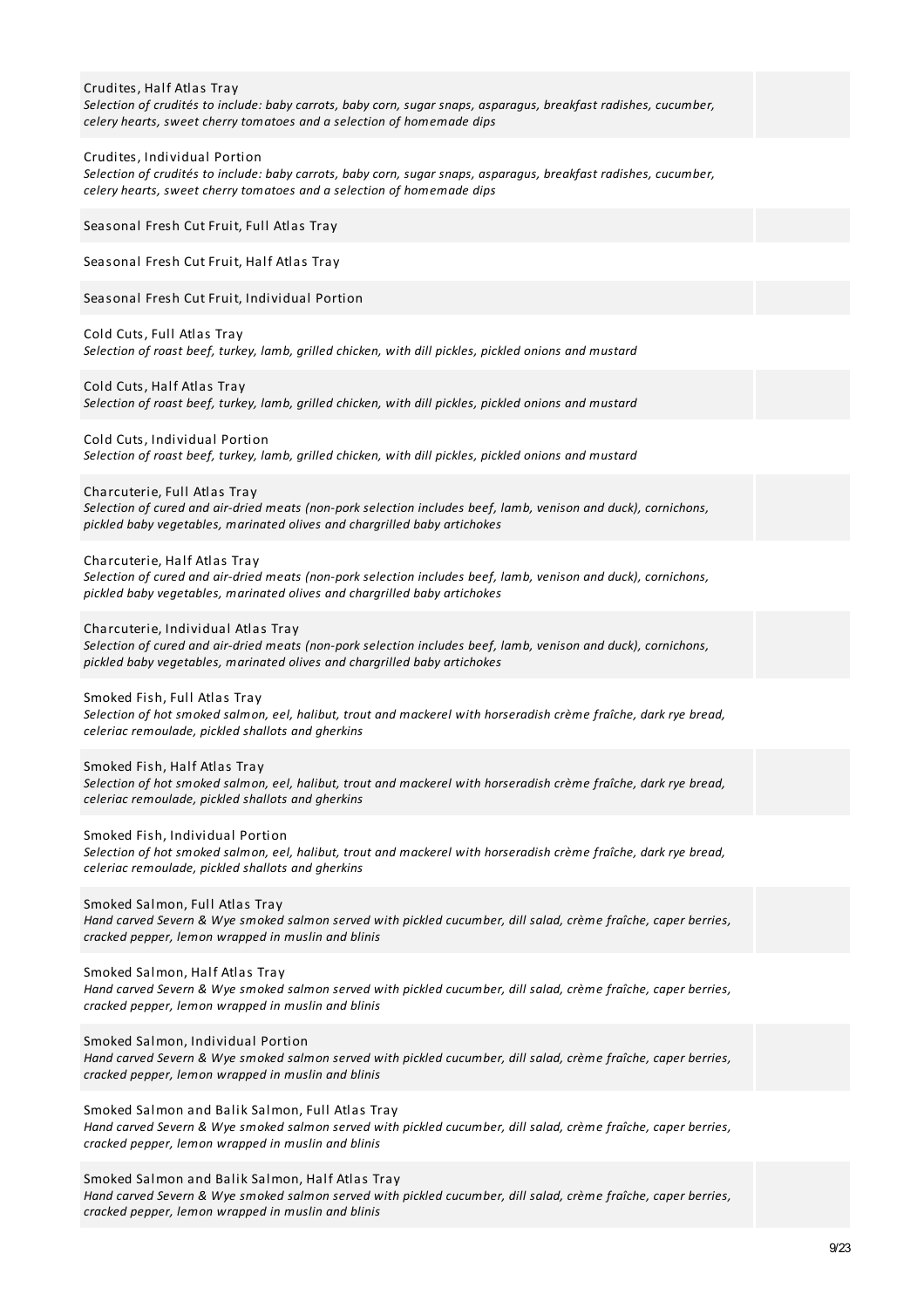Crudites, Half Atlas Tray
*Selection of crudités to include: baby carrots, baby corn, sugar snaps, asparagus, breakfast radishes, cucumber, celery hearts, sweet cherry tomatoes and a selection of homemade dips*

Crudites, Individual Portion
*Selection of crudités to include: baby carrots, baby corn, sugar snaps, asparagus, breakfast radishes, cucumber, celery hearts, sweet cherry tomatoes and a selection of homemade dips*

Seasonal Fresh Cut Fruit, Full Atlas Tray

Seasonal Fresh Cut Fruit, Half Atlas Tray

Seasonal Fresh Cut Fruit, Individual Portion

Cold Cuts, Full Atlas Tray
*Selection of roast beef, turkey, lamb, grilled chicken, with dill pickles, pickled onions and mustard*

Cold Cuts, Half Atlas Tray
*Selection of roast beef, turkey, lamb, grilled chicken, with dill pickles, pickled onions and mustard*

Cold Cuts, Individual Portion
*Selection of roast beef, turkey, lamb, grilled chicken, with dill pickles, pickled onions and mustard*

Charcuterie, Full Atlas Tray
*Selection of cured and air-dried meats (non-pork selection includes beef, lamb, venison and duck), cornichons, pickled baby vegetables, marinated olives and chargrilled baby artichokes*

Charcuterie, Half Atlas Tray
*Selection of cured and air-dried meats (non-pork selection includes beef, lamb, venison and duck), cornichons, pickled baby vegetables, marinated olives and chargrilled baby artichokes*

Charcuterie, Individual Atlas Tray
*Selection of cured and air-dried meats (non-pork selection includes beef, lamb, venison and duck), cornichons, pickled baby vegetables, marinated olives and chargrilled baby artichokes*

Smoked Fish, Full Atlas Tray
*Selection of hot smoked salmon, eel, halibut, trout and mackerel with horseradish crème fraîche, dark rye bread, celeriac remoulade, pickled shallots and gherkins*

Smoked Fish, Half Atlas Tray
*Selection of hot smoked salmon, eel, halibut, trout and mackerel with horseradish crème fraîche, dark rye bread, celeriac remoulade, pickled shallots and gherkins*

Smoked Fish, Individual Portion
*Selection of hot smoked salmon, eel, halibut, trout and mackerel with horseradish crème fraîche, dark rye bread, celeriac remoulade, pickled shallots and gherkins*

Smoked Salmon, Full Atlas Tray
*Hand carved Severn & Wye smoked salmon served with pickled cucumber, dill salad, crème fraîche, caper berries, cracked pepper, lemon wrapped in muslin and blinis*

Smoked Salmon, Half Atlas Tray
*Hand carved Severn & Wye smoked salmon served with pickled cucumber, dill salad, crème fraîche, caper berries, cracked pepper, lemon wrapped in muslin and blinis*

Smoked Salmon, Individual Portion
*Hand carved Severn & Wye smoked salmon served with pickled cucumber, dill salad, crème fraîche, caper berries, cracked pepper, lemon wrapped in muslin and blinis*

Smoked Salmon and Balik Salmon, Full Atlas Tray
*Hand carved Severn & Wye smoked salmon served with pickled cucumber, dill salad, crème fraîche, caper berries, cracked pepper, lemon wrapped in muslin and blinis*

Smoked Salmon and Balik Salmon, Half Atlas Tray
*Hand carved Severn & Wye smoked salmon served with pickled cucumber, dill salad, crème fraîche, caper berries, cracked pepper, lemon wrapped in muslin and blinis*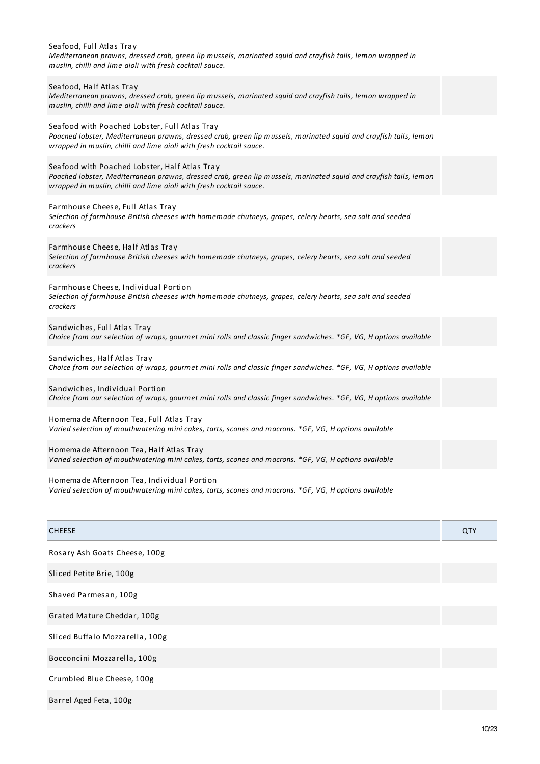| | |
|---|---|
| Seafood, Full Atlas Tray<br>*Mediterranean prawns, dressed crab, green lip mussels, marinated squid and crayfish tails, lemon wrapped in muslin, chilli and lime aioli with fresh cocktail sauce.* | |
| Seafood, Half Atlas Tray<br>*Mediterranean prawns, dressed crab, green lip mussels, marinated squid and crayfish tails, lemon wrapped in muslin, chilli and lime aioli with fresh cocktail sauce.* | |
| Seafood with Poached Lobster, Full Atlas Tray<br>*Poacned lobster, Mediterranean prawns, dressed crab, green lip mussels, marinated squid and crayfish tails, lemon wrapped in muslin, chilli and lime aioli with fresh cocktail sauce.* | |
| Seafood with Poached Lobster, Half Atlas Tray<br>*Poached lobster, Mediterranean prawns, dressed crab, green lip mussels, marinated squid and crayfish tails, lemon wrapped in muslin, chilli and lime aioli with fresh cocktail sauce.* | |
| Farmhouse Cheese, Full Atlas Tray<br>*Selection of farmhouse British cheeses with homemade chutneys, grapes, celery hearts, sea salt and seeded crackers* | |
| Farmhouse Cheese, Half Atlas Tray<br>*Selection of farmhouse British cheeses with homemade chutneys, grapes, celery hearts, sea salt and seeded crackers* | |
| Farmhouse Cheese, Individual Portion<br>*Selection of farmhouse British cheeses with homemade chutneys, grapes, celery hearts, sea salt and seeded crackers* | |
| Sandwiches, Full Atlas Tray<br>*Choice from our selection of wraps, gourmet mini rolls and classic finger sandwiches. *GF, VG, H options available* | |
| Sandwiches, Half Atlas Tray<br>*Choice from our selection of wraps, gourmet mini rolls and classic finger sandwiches. *GF, VG, H options available* | |
| Sandwiches, Individual Portion<br>*Choice from our selection of wraps, gourmet mini rolls and classic finger sandwiches. *GF, VG, H options available* | |
| Homemade Afternoon Tea, Full Atlas Tray<br>*Varied selection of mouthwatering mini cakes, tarts, scones and macrons. *GF, VG, H options available* | |
| Homemade Afternoon Tea, Half Atlas Tray<br>*Varied selection of mouthwatering mini cakes, tarts, scones and macrons. *GF, VG, H options available* | |
| Homemade Afternoon Tea, Individual Portion<br>*Varied selection of mouthwatering mini cakes, tarts, scones and macrons. *GF, VG, H options available* | |

| CHEESE | QTY |
|---|---|
| Rosary Ash Goats Cheese, 100g | |
| Sliced Petite Brie, 100g | |
| Shaved Parmesan, 100g | |
| Grated Mature Cheddar, 100g | |
| Sliced Buffalo Mozzarella, 100g | |
| Bocconcini Mozzarella, 100g | |
| Crumbled Blue Cheese, 100g | |
| Barrel Aged Feta, 100g | |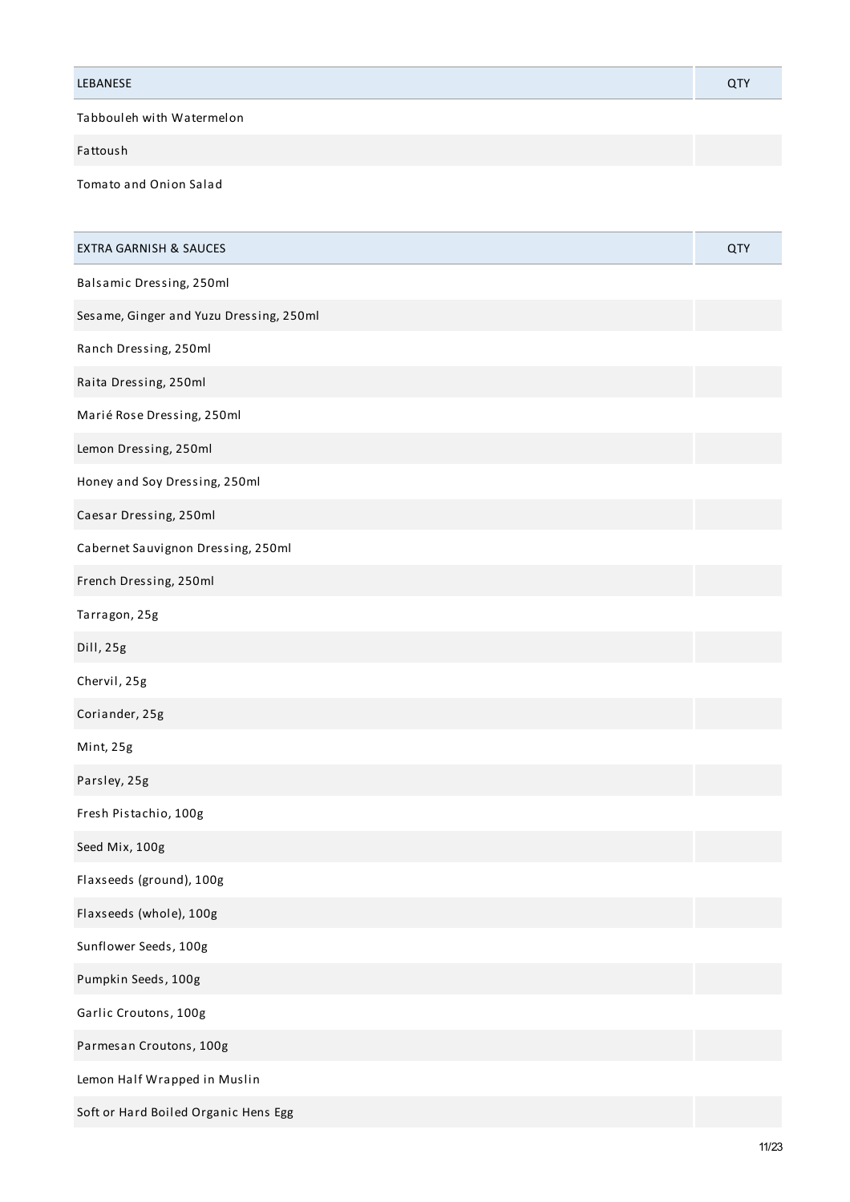| LEBANESE | QTY |
|---|---|
| Tabbouleh with Watermelon | |
| Fattoush | |
| Tomato and Onion Salad | |

| EXTRA GARNISH & SAUCES | QTY |
|---|---|
| Balsamic Dressing, 250ml | |
| Sesame, Ginger and Yuzu Dressing, 250ml | |
| Ranch Dressing, 250ml | |
| Raita Dressing, 250ml | |
| Marié Rose Dressing, 250ml | |
| Lemon Dressing, 250ml | |
| Honey and Soy Dressing, 250ml | |
| Caesar Dressing, 250ml | |
| Cabernet Sauvignon Dressing, 250ml | |
| French Dressing, 250ml | |
| Tarragon, 25g | |
| Dill, 25g | |
| Chervil, 25g | |
| Coriander, 25g | |
| Mint, 25g | |
| Parsley, 25g | |
| Fresh Pistachio, 100g | |
| Seed Mix, 100g | |
| Flaxseeds (ground), 100g | |
| Flaxseeds (whole), 100g | |
| Sunflower Seeds, 100g | |
| Pumpkin Seeds, 100g | |
| Garlic Croutons, 100g | |
| Parmesan Croutons, 100g | |
| Lemon Half Wrapped in Muslin | |
| Soft or Hard Boiled Organic Hens Egg | |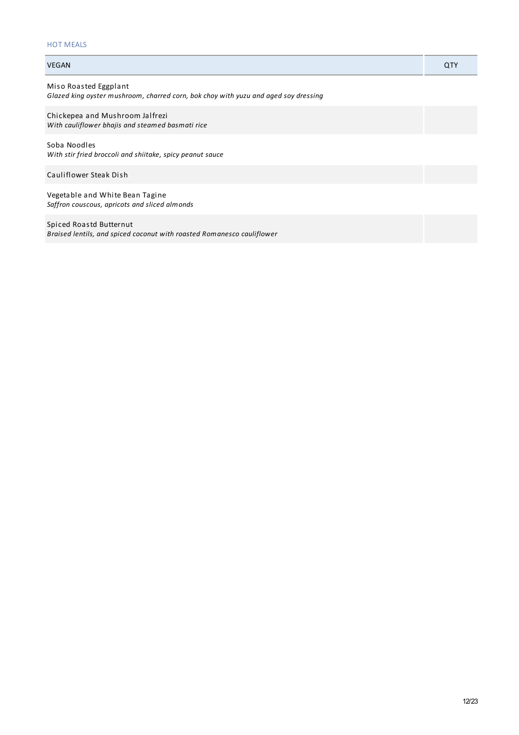## HOT MEALS

| VEGAN | QTY |
|---|---|
| Miso Roasted Eggplant<br>*Glazed king oyster mushroom, charred corn, bok choy with yuzu and aged soy dressing* | |
| Chickepea and Mushroom Jalfrezi<br>*With cauliflower bhajis and steamed basmati rice* | |
| Soba Noodles<br>*With stir fried broccoli and shiitake, spicy peanut sauce* | |
| Cauliflower Steak Dish | |
| Vegetable and White Bean Tagine<br>*Saffron couscous, apricots and sliced almonds* | |
| Spiced Roastd Butternut<br>*Braised lentils, and spiced coconut with roasted Romanesco cauliflower* | |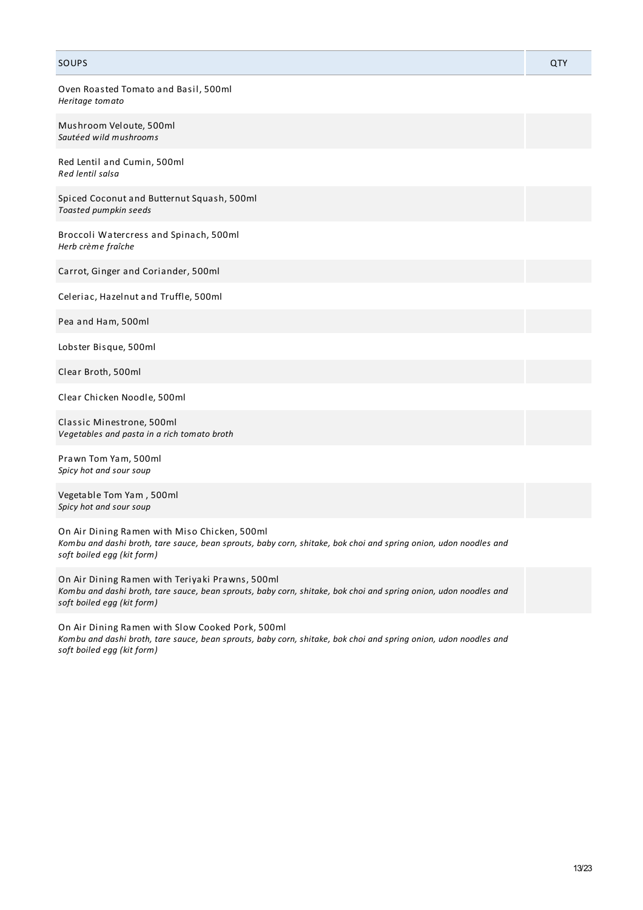| SOUPS | QTY |
| --- | --- |
| Oven Roasted Tomato and Basil, 500ml<br>*Heritage tomato* | |
| Mushroom Veloute, 500ml<br>*Sautéed wild mushrooms* | |
| Red Lentil and Cumin, 500ml<br>*Red lentil salsa* | |
| Spiced Coconut and Butternut Squash, 500ml<br>*Toasted pumpkin seeds* | |
| Broccoli Watercress and Spinach, 500ml<br>*Herb crème fraîche* | |
| Carrot, Ginger and Coriander, 500ml | |
| Celeriac, Hazelnut and Truffle, 500ml | |
| Pea and Ham, 500ml | |
| Lobster Bisque, 500ml | |
| Clear Broth, 500ml | |
| Clear Chicken Noodle, 500ml | |
| Classic Minestrone, 500ml<br>*Vegetables and pasta in a rich tomato broth* | |
| Prawn Tom Yam, 500ml<br>*Spicy hot and sour soup* | |
| Vegetable Tom Yam , 500ml<br>*Spicy hot and sour soup* | |
| On Air Dining Ramen with Miso Chicken, 500ml<br>*Kombu and dashi broth, tare sauce, bean sprouts, baby corn, shitake, bok choi and spring onion, udon noodles and soft boiled egg (kit form)* | |
| On Air Dining Ramen with Teriyaki Prawns, 500ml<br>*Kombu and dashi broth, tare sauce, bean sprouts, baby corn, shitake, bok choi and spring onion, udon noodles and soft boiled egg (kit form)* | |
| On Air Dining Ramen with Slow Cooked Pork, 500ml<br>*Kombu and dashi broth, tare sauce, bean sprouts, baby corn, shitake, bok choi and spring onion, udon noodles and soft boiled egg (kit form)* | |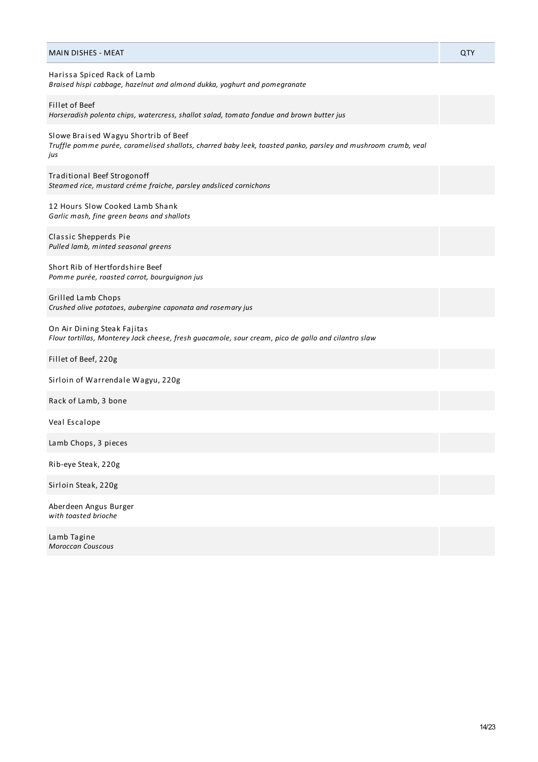| MAIN DISHES - MEAT | QTY |
| --- | --- |
| Harissa Spiced Rack of Lamb<br>*Braised hispi cabbage, hazelnut and almond dukka, yoghurt and pomegranate* | |
| Fillet of Beef<br>*Horseradish polenta chips, watercress, shallot salad, tomato fondue and brown butter jus* | |
| Slowe Braised Wagyu Shortrib of Beef<br>*Truffle pomme purée, caramelised shallots, charred baby leek, toasted panko, parsley and mushroom crumb, veal jus* | |
| Traditional Beef Strogonoff<br>*Steamed rice, mustard créme fraiche, parsley andsliced cornichons* | |
| 12 Hours Slow Cooked Lamb Shank<br>*Garlic mash, fine green beans and shallots* | |
| Classic Shepperds Pie<br>*Pulled lamb, minted seasonal greens* | |
| Short Rib of Hertfordshire Beef<br>*Pomme purée, roasted carrot, bourguignon jus* | |
| Grilled Lamb Chops<br>*Crushed olive potatoes, aubergine caponata and rosemary jus* | |
| On Air Dining Steak Fajitas<br>*Flour tortillas, Monterey Jack cheese, fresh guacamole, sour cream, pico de gallo and cilantro slaw* | |
| Fillet of Beef, 220g | |
| Sirloin of Warrendale Wagyu, 220g | |
| Rack of Lamb, 3 bone | |
| Veal Escalope | |
| Lamb Chops, 3 pieces | |
| Rib-eye Steak, 220g | |
| Sirloin Steak, 220g | |
| Aberdeen Angus Burger<br>*with toasted brioche* | |
| Lamb Tagine<br>*Moroccan Couscous* | |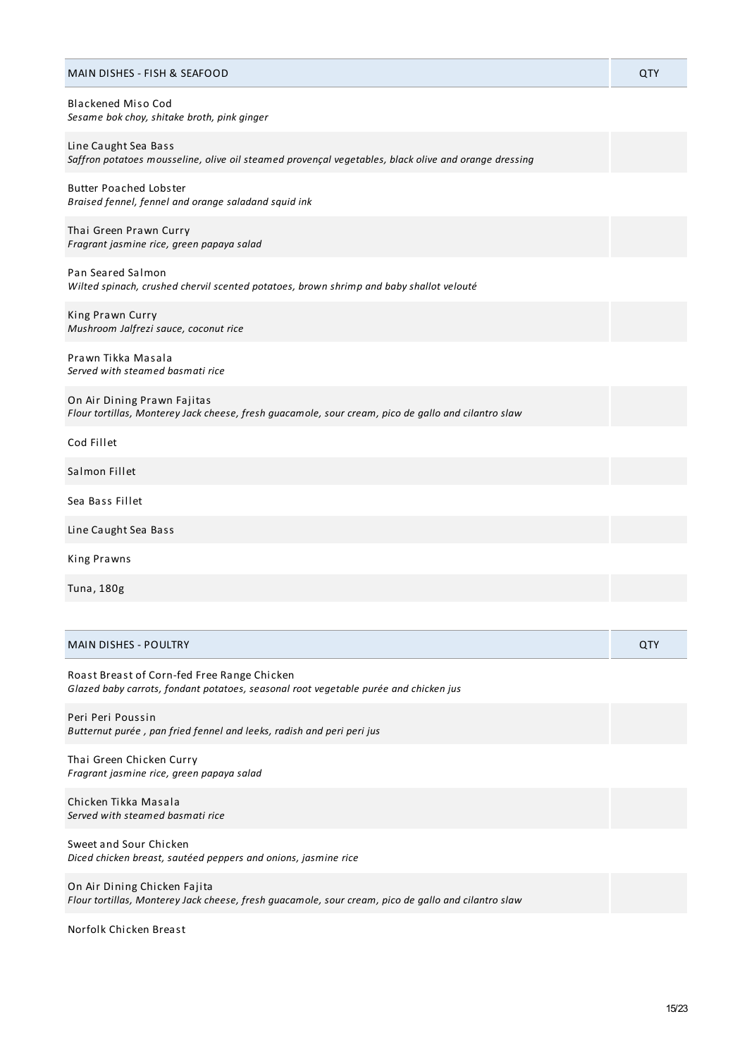| MAIN DISHES - FISH & SEAFOOD | QTY |
|---|---|
| Blackened Miso Cod<br>*Sesame bok choy, shitake broth, pink ginger* | |
| Line Caught Sea Bass<br>*Saffron potatoes mousseline, olive oil steamed provençal vegetables, black olive and orange dressing* | |
| Butter Poached Lobster<br>*Braised fennel, fennel and orange saladand squid ink* | |
| Thai Green Prawn Curry<br>*Fragrant jasmine rice, green papaya salad* | |
| Pan Seared Salmon<br>*Wilted spinach, crushed chervil scented potatoes, brown shrimp and baby shallot velouté* | |
| King Prawn Curry<br>*Mushroom Jalfrezi sauce, coconut rice* | |
| Prawn Tikka Masala<br>*Served with steamed basmati rice* | |
| On Air Dining Prawn Fajitas<br>*Flour tortillas, Monterey Jack cheese, fresh guacamole, sour cream, pico de gallo and cilantro slaw* | |
| Cod Fillet | |
| Salmon Fillet | |
| Sea Bass Fillet | |
| Line Caught Sea Bass | |
| King Prawns | |
| Tuna, 180g | |

| MAIN DISHES - POULTRY | QTY |
|---|---|
| Roast Breast of Corn-fed Free Range Chicken<br>*Glazed baby carrots, fondant potatoes, seasonal root vegetable purée and chicken jus* | |
| Peri Peri Poussin<br>*Butternut purée , pan fried fennel and leeks, radish and peri peri jus* | |
| Thai Green Chicken Curry<br>*Fragrant jasmine rice, green papaya salad* | |
| Chicken Tikka Masala<br>*Served with steamed basmati rice* | |
| Sweet and Sour Chicken<br>*Diced chicken breast, sautéed peppers and onions, jasmine rice* | |
| On Air Dining Chicken Fajita<br>*Flour tortillas, Monterey Jack cheese, fresh guacamole, sour cream, pico de gallo and cilantro slaw* | |
| Norfolk Chicken Breast | |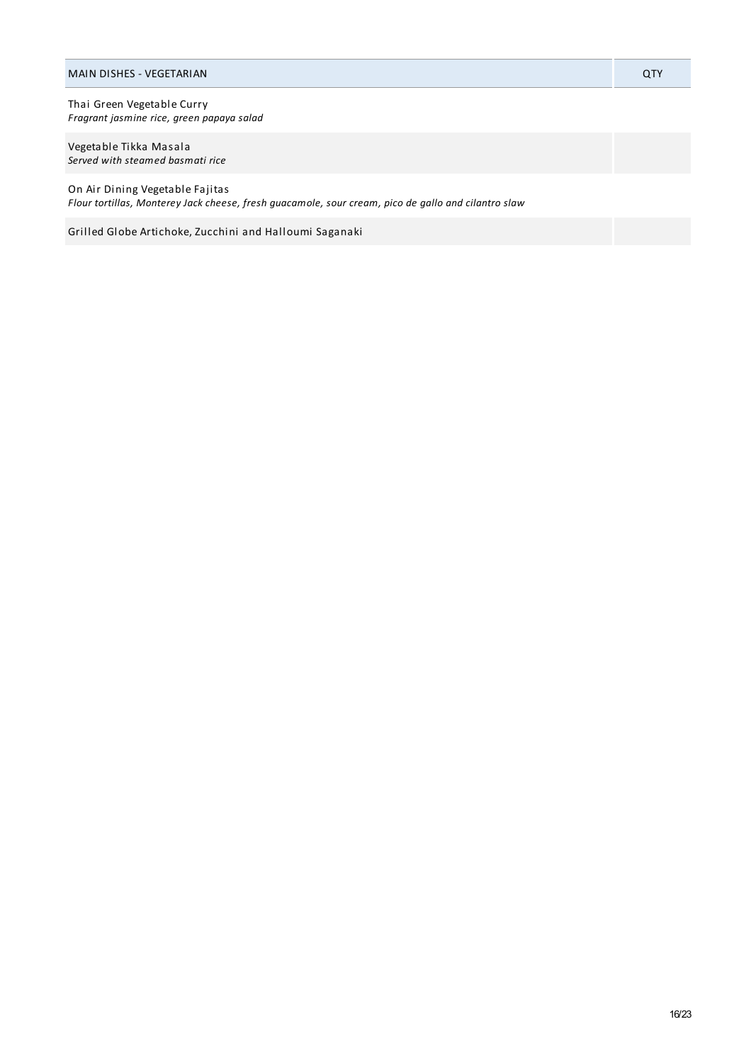| MAIN DISHES - VEGETARIAN | QTY |
|---|---|
| Thai Green Vegetable Curry<br>*Fragrant jasmine rice, green papaya salad* | |
| Vegetable Tikka Masala<br>*Served with steamed basmati rice* | |
| On Air Dining Vegetable Fajitas<br>*Flour tortillas, Monterey Jack cheese, fresh guacamole, sour cream, pico de gallo and cilantro slaw* | |
| Grilled Globe Artichoke, Zucchini and Halloumi Saganaki | |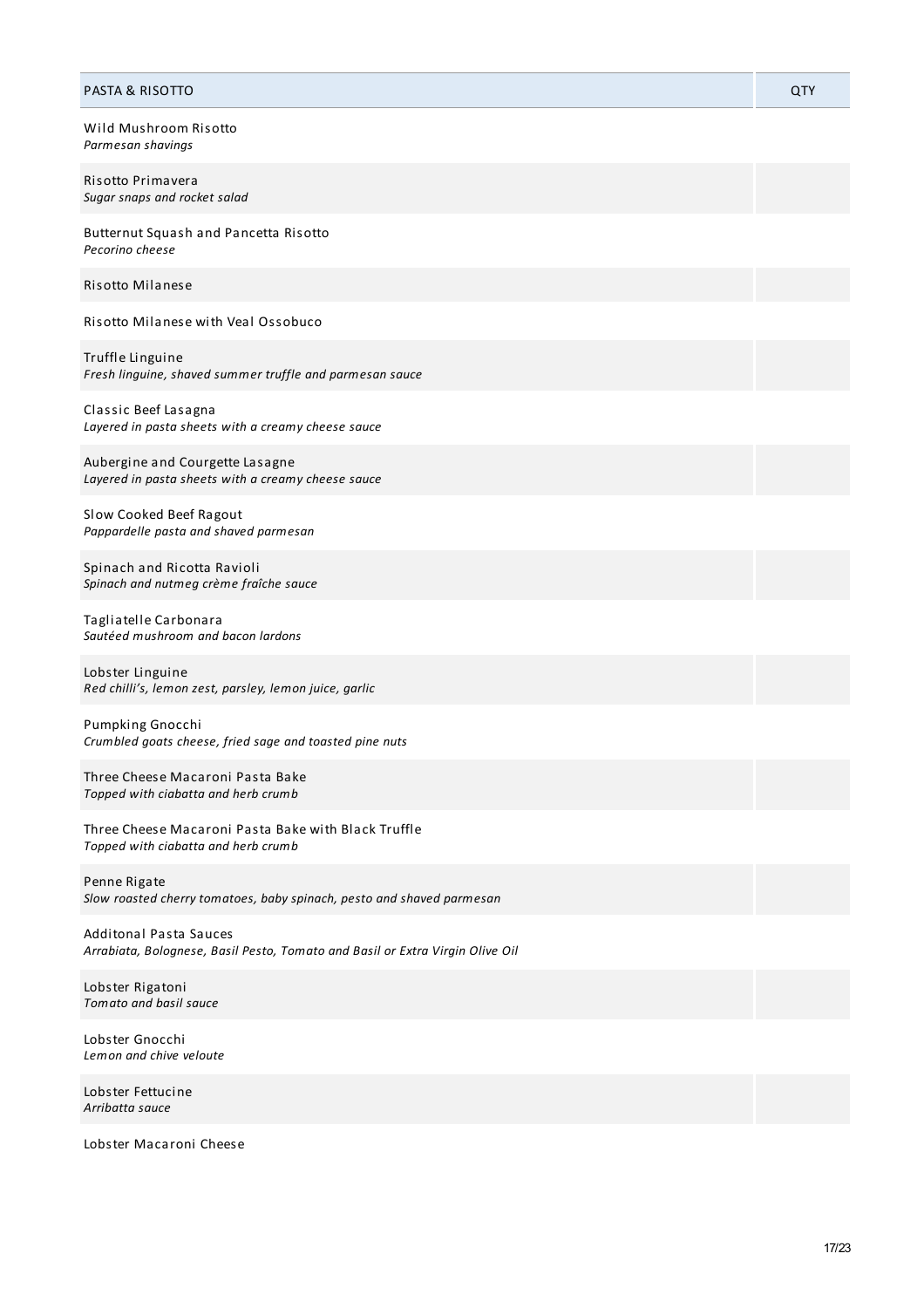| PASTA & RISOTTO | QTY |
| --- | --- |
| Wild Mushroom Risotto<br>*Parmesan shavings* | |
| Risotto Primavera<br>*Sugar snaps and rocket salad* | |
| Butternut Squash and Pancetta Risotto<br>*Pecorino cheese* | |
| Risotto Milanese | |
| Risotto Milanese with Veal Ossobuco | |
| Truffle Linguine<br>*Fresh linguine, shaved summer truffle and parmesan sauce* | |
| Classic Beef Lasagna<br>*Layered in pasta sheets with a creamy cheese sauce* | |
| Aubergine and Courgette Lasagne<br>*Layered in pasta sheets with a creamy cheese sauce* | |
| Slow Cooked Beef Ragout<br>*Pappardelle pasta and shaved parmesan* | |
| Spinach and Ricotta Ravioli<br>*Spinach and nutmeg crème fraîche sauce* | |
| Tagliatelle Carbonara<br>*Sautéed mushroom and bacon lardons* | |
| Lobster Linguine<br>*Red chilli's, lemon zest, parsley, lemon juice, garlic* | |
| Pumpking Gnocchi<br>*Crumbled goats cheese, fried sage and toasted pine nuts* | |
| Three Cheese Macaroni Pasta Bake<br>*Topped with ciabatta and herb crumb* | |
| Three Cheese Macaroni Pasta Bake with Black Truffle<br>*Topped with ciabatta and herb crumb* | |
| Penne Rigate<br>*Slow roasted cherry tomatoes, baby spinach, pesto and shaved parmesan* | |
| Additonal Pasta Sauces<br>*Arrabiata, Bolognese, Basil Pesto, Tomato and Basil or Extra Virgin Olive Oil* | |
| Lobster Rigatoni<br>*Tomato and basil sauce* | |
| Lobster Gnocchi<br>*Lemon and chive veloute* | |
| Lobster Fettucine<br>*Arribatta sauce* | |
| Lobster Macaroni Cheese | |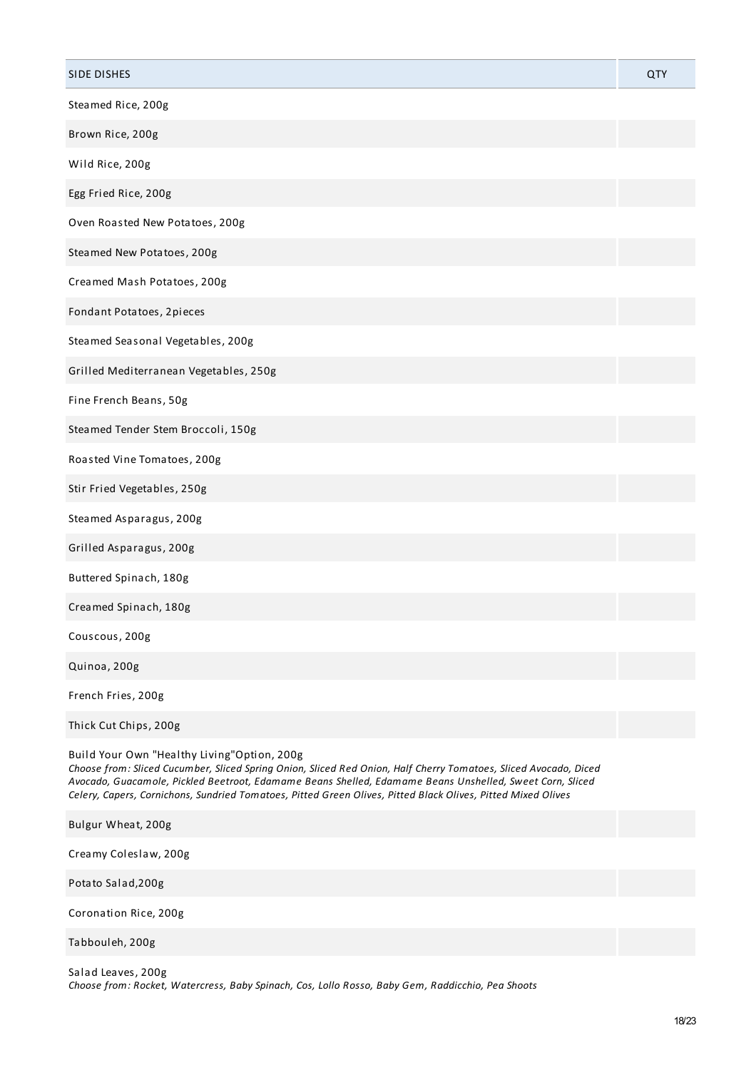| SIDE DISHES | QTY |
| --- | --- |
| Steamed Rice, 200g | |
| Brown Rice, 200g | |
| Wild Rice, 200g | |
| Egg Fried Rice, 200g | |
| Oven Roasted New Potatoes, 200g | |
| Steamed New Potatoes, 200g | |
| Creamed Mash Potatoes, 200g | |
| Fondant Potatoes, 2pieces | |
| Steamed Seasonal Vegetables, 200g | |
| Grilled Mediterranean Vegetables, 250g | |
| Fine French Beans, 50g | |
| Steamed Tender Stem Broccoli, 150g | |
| Roasted Vine Tomatoes, 200g | |
| Stir Fried Vegetables, 250g | |
| Steamed Asparagus, 200g | |
| Grilled Asparagus, 200g | |
| Buttered Spinach, 180g | |
| Creamed Spinach, 180g | |
| Couscous, 200g | |
| Quinoa, 200g | |
| French Fries, 200g | |
| Thick Cut Chips, 200g | |
| Build Your Own "Healthy Living"Option, 200g<br>*Choose from: Sliced Cucumber, Sliced Spring Onion, Sliced Red Onion, Half Cherry Tomatoes, Sliced Avocado, Diced Avocado, Guacamole, Pickled Beetroot, Edamame Beans Shelled, Edamame Beans Unshelled, Sweet Corn, Sliced Celery, Capers, Cornichons, Sundried Tomatoes, Pitted Green Olives, Pitted Black Olives, Pitted Mixed Olives* | |
| Bulgur Wheat, 200g | |
| Creamy Coleslaw, 200g | |
| Potato Salad,200g | |
| Coronation Rice, 200g | |
| Tabbouleh, 200g | |
| Salad Leaves, 200g<br>*Choose from: Rocket, Watercress, Baby Spinach, Cos, Lollo Rosso, Baby Gem, Raddicchio, Pea Shoots* | |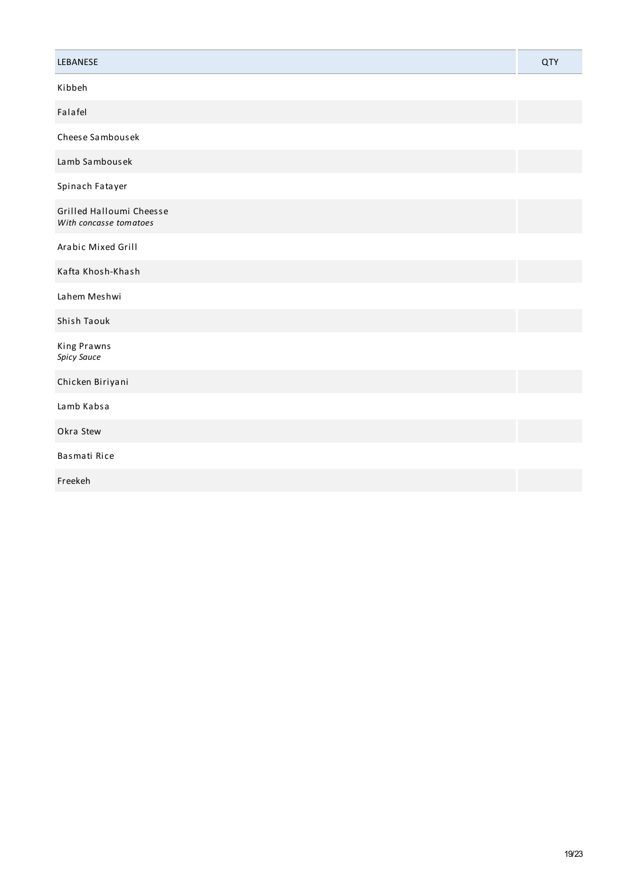| LEBANESE | QTY |
| --- | --- |
| Kibbeh | |
| Falafel | |
| Cheese Sambousek | |
| Lamb Sambousek | |
| Spinach Fatayer | |
| Grilled Halloumi Cheesse<br>*With concasse tomatoes* | |
| Arabic Mixed Grill | |
| Kafta Khosh-Khash | |
| Lahem Meshwi | |
| Shish Taouk | |
| King Prawns<br>*Spicy Sauce* | |
| Chicken Biriyani | |
| Lamb Kabsa | |
| Okra Stew | |
| Basmati Rice | |
| Freekeh | |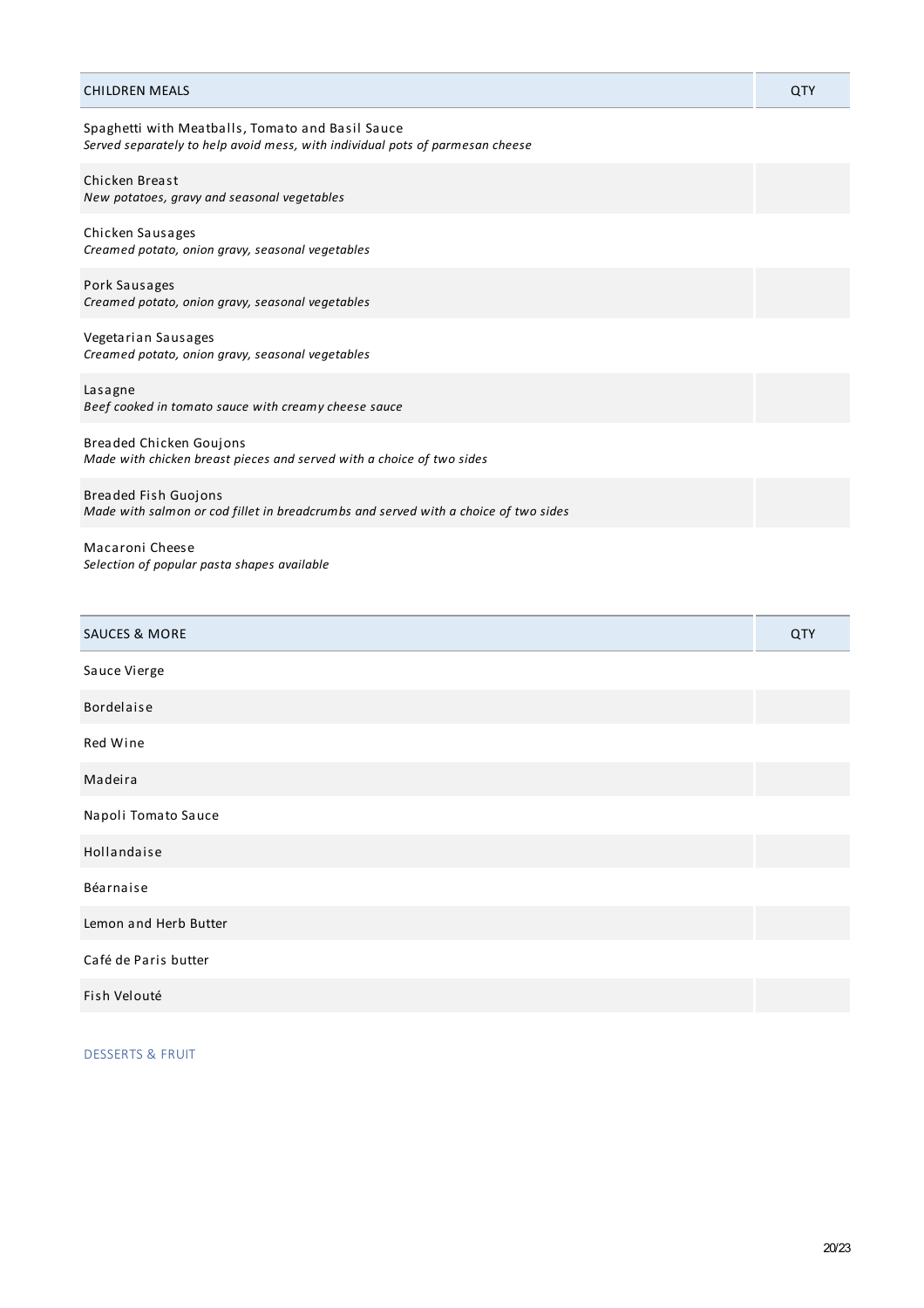| CHILDREN MEALS | QTY |
| --- | --- |
| Spaghetti with Meatballs, Tomato and Basil Sauce<br>*Served separately to help avoid mess, with individual pots of parmesan cheese* | |
| Chicken Breast<br>*New potatoes, gravy and seasonal vegetables* | |
| Chicken Sausages<br>*Creamed potato, onion gravy, seasonal vegetables* | |
| Pork Sausages<br>*Creamed potato, onion gravy, seasonal vegetables* | |
| Vegetarian Sausages<br>*Creamed potato, onion gravy, seasonal vegetables* | |
| Lasagne<br>*Beef cooked in tomato sauce with creamy cheese sauce* | |
| Breaded Chicken Goujons<br>*Made with chicken breast pieces and served with a choice of two sides* | |
| Breaded Fish Guojons<br>*Made with salmon or cod fillet in breadcrumbs and served with a choice of two sides* | |
| Macaroni Cheese<br>*Selection of popular pasta shapes available* | |

| SAUCES & MORE | QTY |
| --- | --- |
| Sauce Vierge | |
| Bordelaise | |
| Red Wine | |
| Madeira | |
| Napoli Tomato Sauce | |
| Hollandaise | |
| Béarnaise | |
| Lemon and Herb Butter | |
| Café de Paris butter | |
| Fish Velouté | |

DESSERTS & FRUIT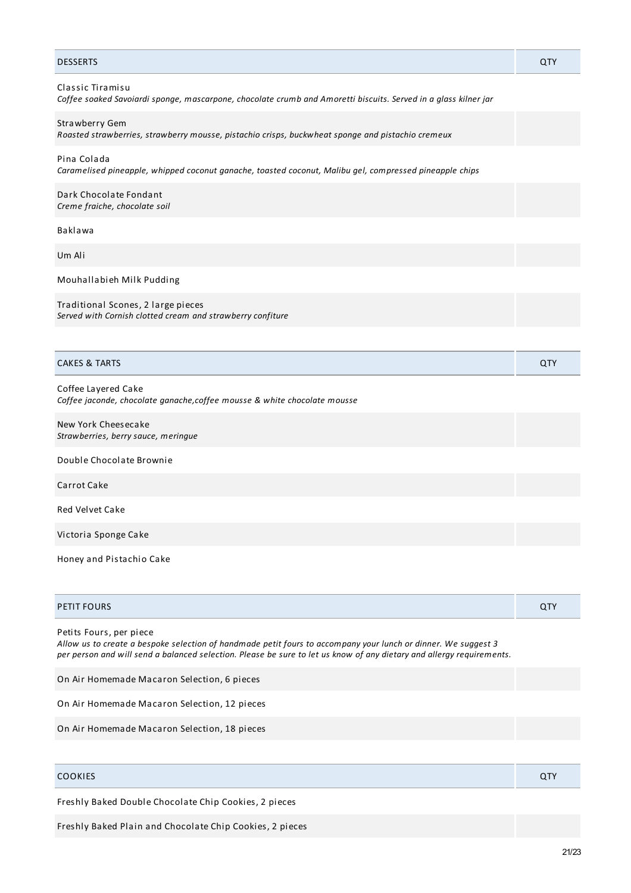| DESSERTS | QTY |
| --- | --- |
| Classic Tiramisu<br>*Coffee soaked Savoiardi sponge, mascarpone, chocolate crumb and Amoretti biscuits. Served in a glass kilner jar* | |
| Strawberry Gem<br>*Roasted strawberries, strawberry mousse, pistachio crisps, buckwheat sponge and pistachio cremeux* | |
| Pina Colada<br>*Caramelised pineapple, whipped coconut ganache, toasted coconut, Malibu gel, compressed pineapple chips* | |
| Dark Chocolate Fondant<br>*Creme fraiche, chocolate soil* | |
| Baklawa | |
| Um Ali | |
| Mouhallabieh Milk Pudding | |
| Traditional Scones, 2 large pieces<br>*Served with Cornish clotted cream and strawberry confiture* | |

| CAKES & TARTS | QTY |
| --- | --- |
| Coffee Layered Cake<br>*Coffee jaconde, chocolate ganache,coffee mousse & white chocolate mousse* | |
| New York Cheesecake<br>*Strawberries, berry sauce, meringue* | |
| Double Chocolate Brownie | |
| Carrot Cake | |
| Red Velvet Cake | |
| Victoria Sponge Cake | |
| Honey and Pistachio Cake | |

| PETIT FOURS | QTY |
| --- | --- |
| Petits Fours, per piece<br>*Allow us to create a bespoke selection of handmade petit fours to accompany your lunch or dinner. We suggest 3 per person and will send a balanced selection. Please be sure to let us know of any dietary and allergy requirements.* | |
| On Air Homemade Macaron Selection, 6 pieces | |
| On Air Homemade Macaron Selection, 12 pieces | |
| On Air Homemade Macaron Selection, 18 pieces | |

| COOKIES | QTY |
| --- | --- |
| Freshly Baked Double Chocolate Chip Cookies, 2 pieces | |
| Freshly Baked Plain and Chocolate Chip Cookies, 2 pieces | |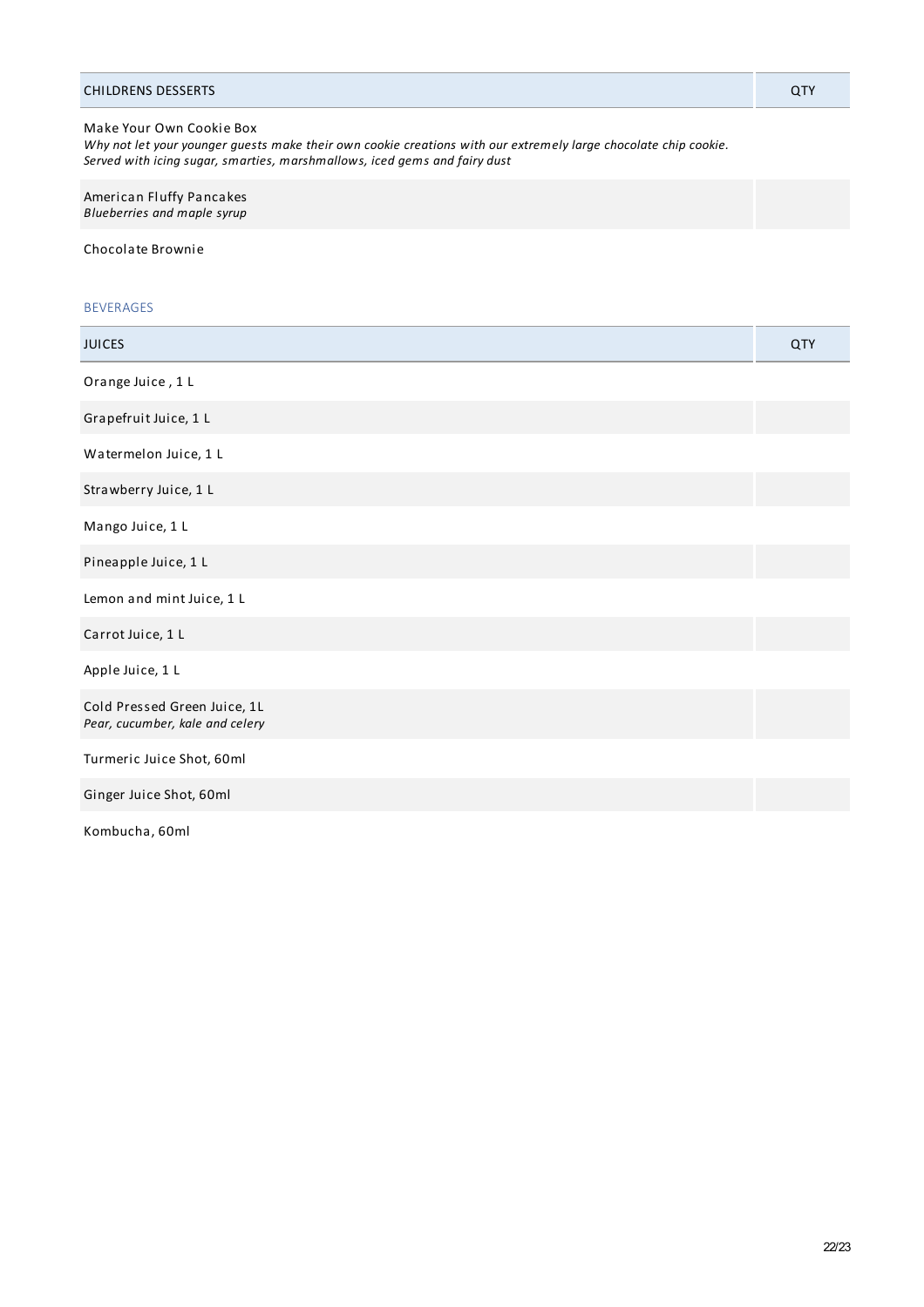| CHILDRENS DESSERTS | QTY |
|---|---|
| Make Your Own Cookie Box<br>*Why not let your younger guests make their own cookie creations with our extremely large chocolate chip cookie. Served with icing sugar, smarties, marshmallows, iced gems and fairy dust* | |
| American Fluffy Pancakes<br>*Blueberries and maple syrup* | |
| Chocolate Brownie | |

## BEVERAGES

| JUICES | QTY |
|---|---|
| Orange Juice , 1 L | |
| Grapefruit Juice, 1 L | |
| Watermelon Juice, 1 L | |
| Strawberry Juice, 1 L | |
| Mango Juice, 1 L | |
| Pineapple Juice, 1 L | |
| Lemon and mint Juice, 1 L | |
| Carrot Juice, 1 L | |
| Apple Juice, 1 L | |
| Cold Pressed Green Juice, 1L<br>*Pear, cucumber, kale and celery* | |
| Turmeric Juice Shot, 60ml | |
| Ginger Juice Shot, 60ml | |
| Kombucha, 60ml | |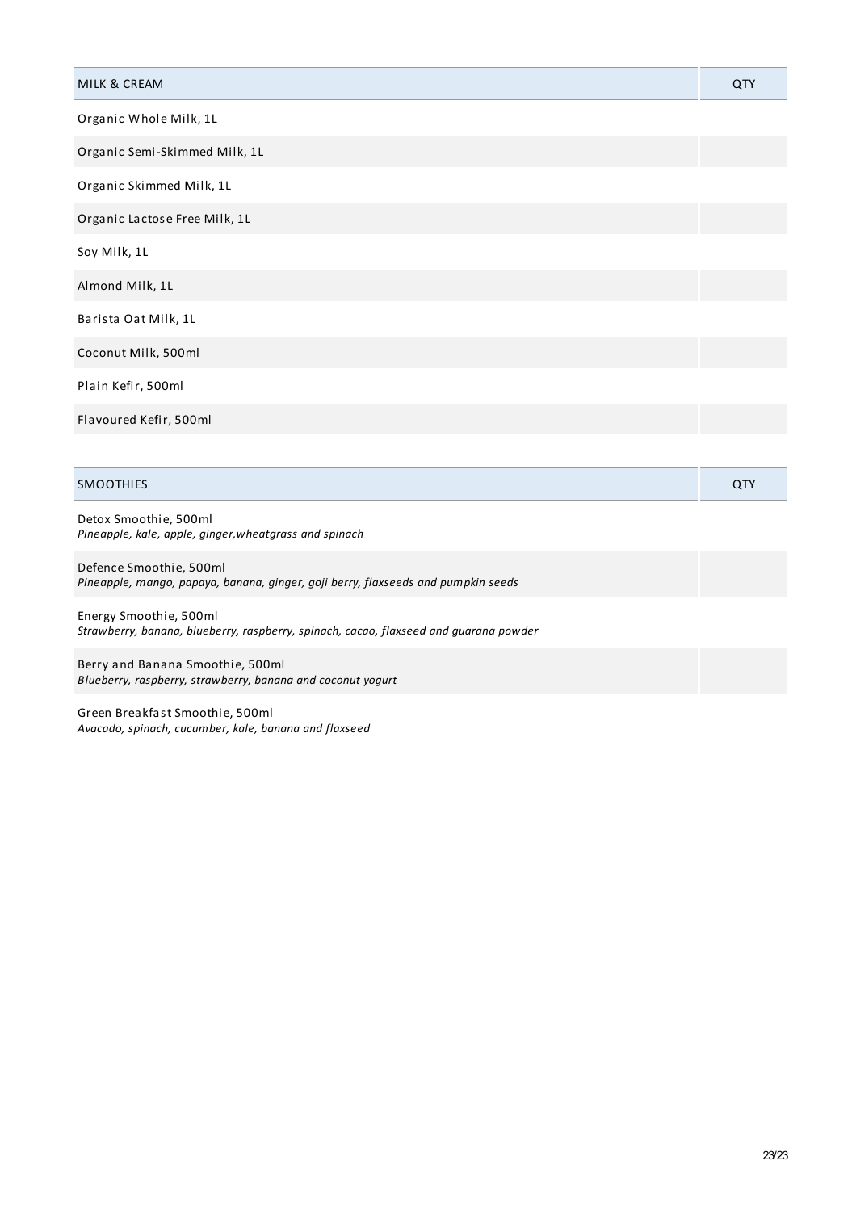| MILK & CREAM | QTY |
| --- | --- |
| Organic Whole Milk, 1L | |
| Organic Semi-Skimmed Milk, 1L | |
| Organic Skimmed Milk, 1L | |
| Organic Lactose Free Milk, 1L | |
| Soy Milk, 1L | |
| Almond Milk, 1L | |
| Barista Oat Milk, 1L | |
| Coconut Milk, 500ml | |
| Plain Kefir, 500ml | |
| Flavoured Kefir, 500ml | |

| SMOOTHIES | QTY |
| --- | --- |
| Detox Smoothie, 500ml<br>*Pineapple, kale, apple, ginger,wheatgrass and spinach* | |
| Defence Smoothie, 500ml<br>*Pineapple, mango, papaya, banana, ginger, goji berry, flaxseeds and pumpkin seeds* | |
| Energy Smoothie, 500ml<br>*Strawberry, banana, blueberry, raspberry, spinach, cacao, flaxseed and guarana powder* | |
| Berry and Banana Smoothie, 500ml<br>*Blueberry, raspberry, strawberry, banana and coconut yogurt* | |
| Green Breakfast Smoothie, 500ml<br>*Avacado, spinach, cucumber, kale, banana and flaxseed* | |